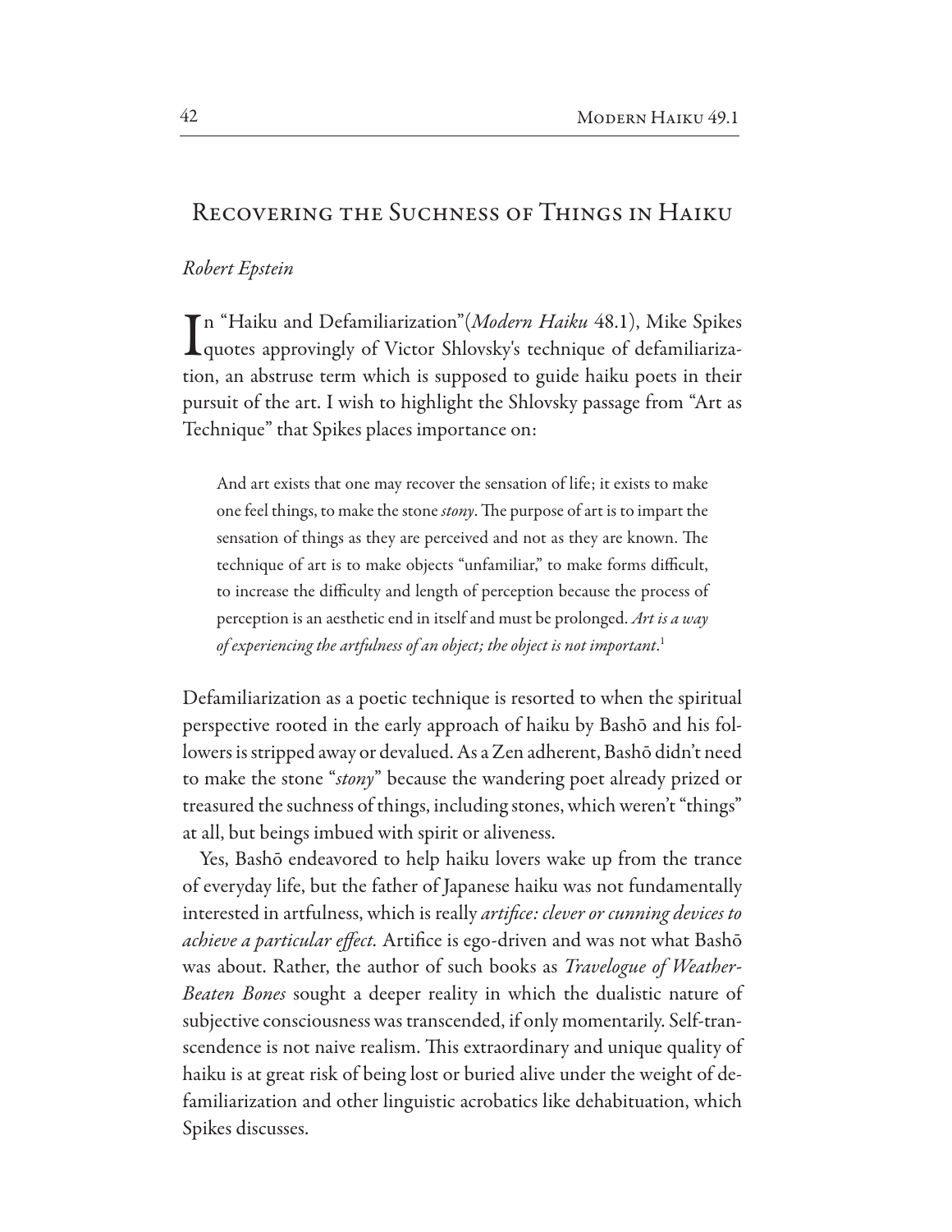# Recovering the Suchness of Things in Haiku

*Robert Epstein*

In "Haiku and Defamiliarization"(*Modern Haiku* 48.1), Mike Spikes quotes approvingly of Victor Shlovsky's technique of defamiliarization, an abstruse term which is supposed to guide haiku poets in their pursuit of the art. I wish to highlight the Shlovsky passage from "Art as Technique" that Spikes places importance on:

> And art exists that one may recover the sensation of life; it exists to make one feel things, to make the stone *stony*. The purpose of art is to impart the sensation of things as they are perceived and not as they are known. The technique of art is to make objects "unfamiliar," to make forms difficult, to increase the difficulty and length of perception because the process of perception is an aesthetic end in itself and must be prolonged. *Art is a way of experiencing the artfulness of an object; the object is not important*.[1]

Defamiliarization as a poetic technique is resorted to when the spiritual perspective rooted in the early approach of haiku by Bashō and his followers is stripped away or devalued. As a Zen adherent, Bashō didn't need to make the stone "*stony*" because the wandering poet already prized or treasured the suchness of things, including stones, which weren't "things" at all, but beings imbued with spirit or aliveness.

Yes, Bashō endeavored to help haiku lovers wake up from the trance of everyday life, but the father of Japanese haiku was not fundamentally interested in artfulness, which is really *artifice: clever or cunning devices to achieve a particular effect.* Artifice is ego-driven and was not what Bashō was about. Rather, the author of such books as *Travelogue of Weather-Beaten Bones* sought a deeper reality in which the dualistic nature of subjective consciousness was transcended, if only momentarily. Self-transcendence is not naive realism. This extraordinary and unique quality of haiku is at great risk of being lost or buried alive under the weight of defamiliarization and other linguistic acrobatics like dehabituation, which Spikes discusses.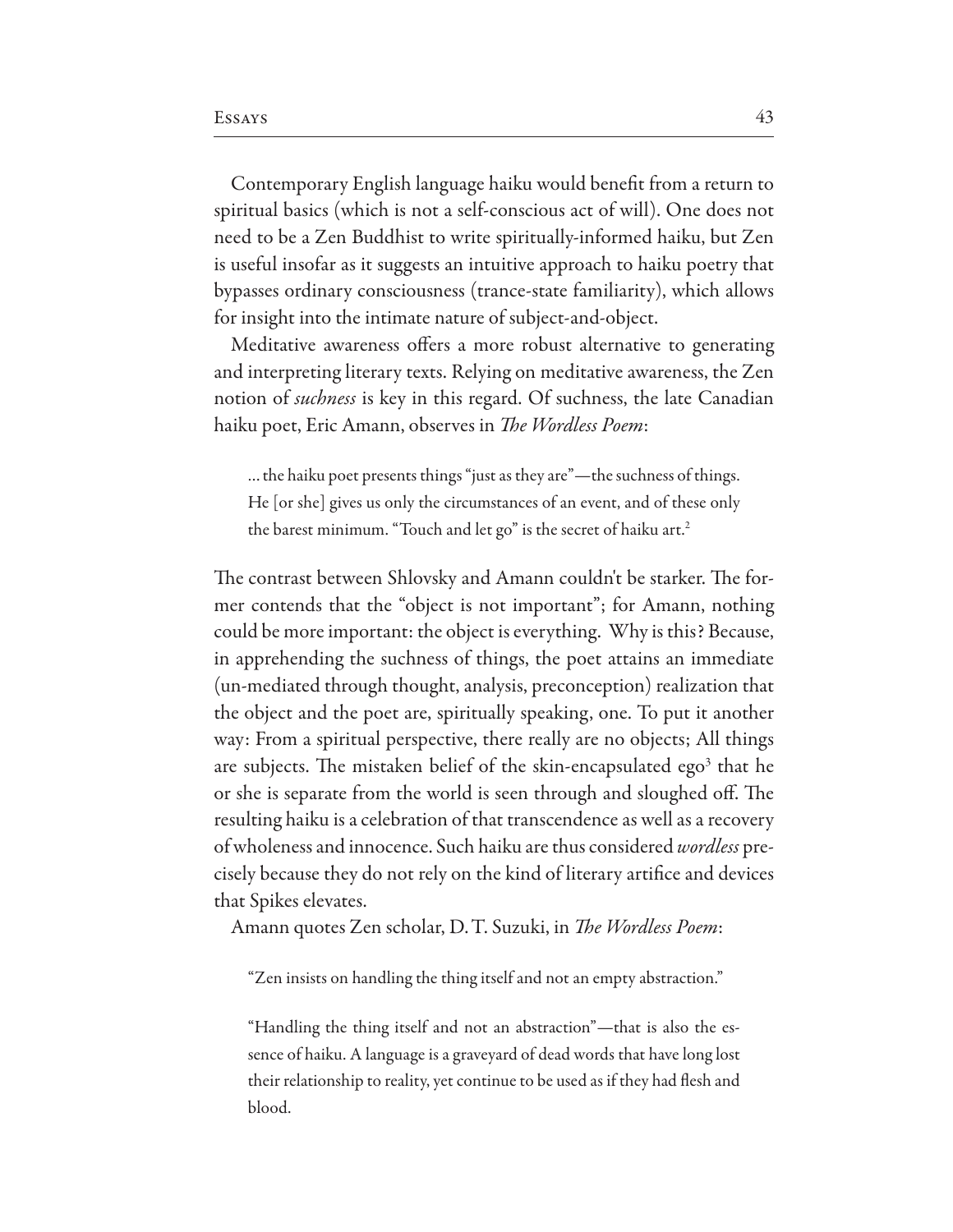Contemporary English language haiku would benefit from a return to spiritual basics (which is not a self-conscious act of will). One does not need to be a Zen Buddhist to write spiritually-informed haiku, but Zen is useful insofar as it suggests an intuitive approach to haiku poetry that bypasses ordinary consciousness (trance-state familiarity), which allows for insight into the intimate nature of subject-and-object.

Meditative awareness offers a more robust alternative to generating and interpreting literary texts. Relying on meditative awareness, the Zen notion of *suchness* is key in this regard. Of suchness, the late Canadian haiku poet, Eric Amann, observes in *The Wordless Poem*:

> ... the haiku poet presents things "just as they are"—the suchness of things. He [or she] gives us only the circumstances of an event, and of these only the barest minimum. "Touch and let go" is the secret of haiku art.[2]

The contrast between Shlovsky and Amann couldn't be starker. The former contends that the "object is not important"; for Amann, nothing could be more important: the object is everything. Why is this? Because, in apprehending the suchness of things, the poet attains an immediate (un-mediated through thought, analysis, preconception) realization that the object and the poet are, spiritually speaking, one. To put it another way: From a spiritual perspective, there really are no objects; All things are subjects. The mistaken belief of the skin-encapsulated ego[3] that he or she is separate from the world is seen through and sloughed off. The resulting haiku is a celebration of that transcendence as well as a recovery of wholeness and innocence. Such haiku are thus considered *wordless* precisely because they do not rely on the kind of literary artifice and devices that Spikes elevates.

Amann quotes Zen scholar, D. T. Suzuki, in *The Wordless Poem*:

> "Zen insists on handling the thing itself and not an empty abstraction."
>
> "Handling the thing itself and not an abstraction"—that is also the essence of haiku. A language is a graveyard of dead words that have long lost their relationship to reality, yet continue to be used as if they had flesh and blood.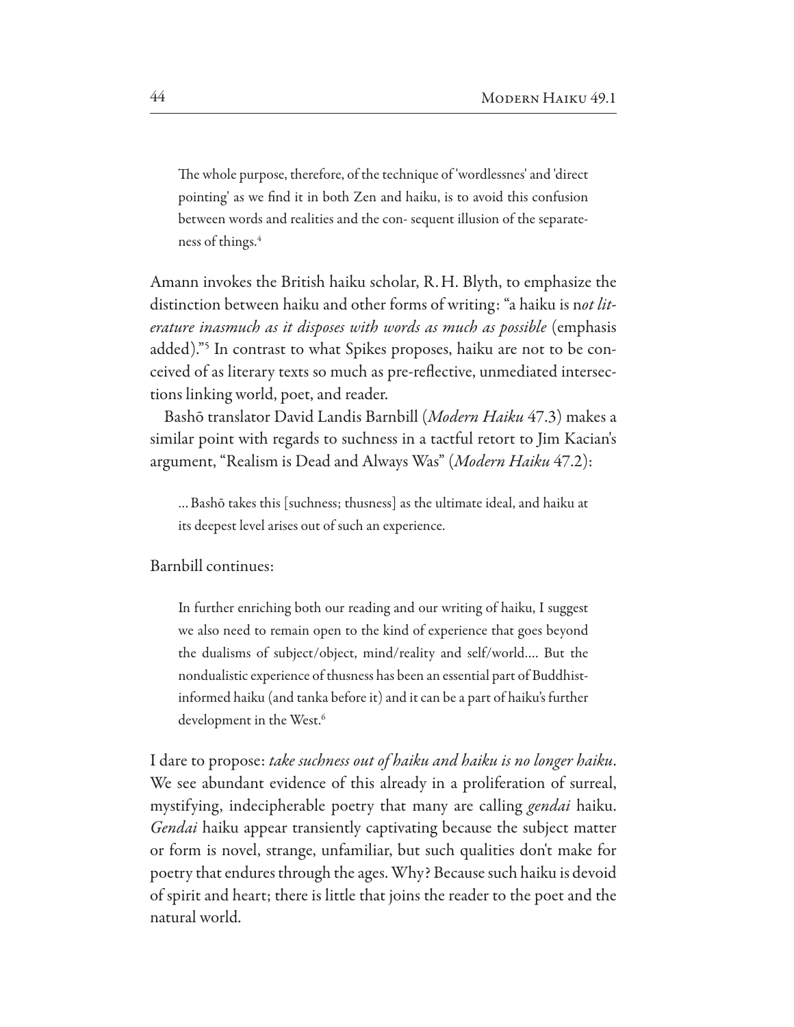> The whole purpose, therefore, of the technique of 'wordlessnes' and 'direct pointing' as we find it in both Zen and haiku, is to avoid this confusion between words and realities and the con- sequent illusion of the separateness of things.[4]

Amann invokes the British haiku scholar, R. H. Blyth, to emphasize the distinction between haiku and other forms of writing: "a haiku is n*ot literature inasmuch as it disposes with words as much as possible* (emphasis added)."[5] In contrast to what Spikes proposes, haiku are not to be conceived of as literary texts so much as pre-reflective, unmediated intersections linking world, poet, and reader.

Bashō translator David Landis Barnbill (*Modern Haiku* 47.3) makes a similar point with regards to suchness in a tactful retort to Jim Kacian's argument, "Realism is Dead and Always Was" (*Modern Haiku* 47.2):

> ... Bashō takes this [suchness; thusness] as the ultimate ideal, and haiku at its deepest level arises out of such an experience.

Barnbill continues:

> In further enriching both our reading and our writing of haiku, I suggest we also need to remain open to the kind of experience that goes beyond the dualisms of subject/object, mind/reality and self/world.... But the nondualistic experience of thusness has been an essential part of Buddhist-informed haiku (and tanka before it) and it can be a part of haiku's further development in the West.[6]

I dare to propose: *take suchness out of haiku and haiku is no longer haiku*. We see abundant evidence of this already in a proliferation of surreal, mystifying, indecipherable poetry that many are calling *gendai* haiku. *Gendai* haiku appear transiently captivating because the subject matter or form is novel, strange, unfamiliar, but such qualities don't make for poetry that endures through the ages. Why? Because such haiku is devoid of spirit and heart; there is little that joins the reader to the poet and the natural world.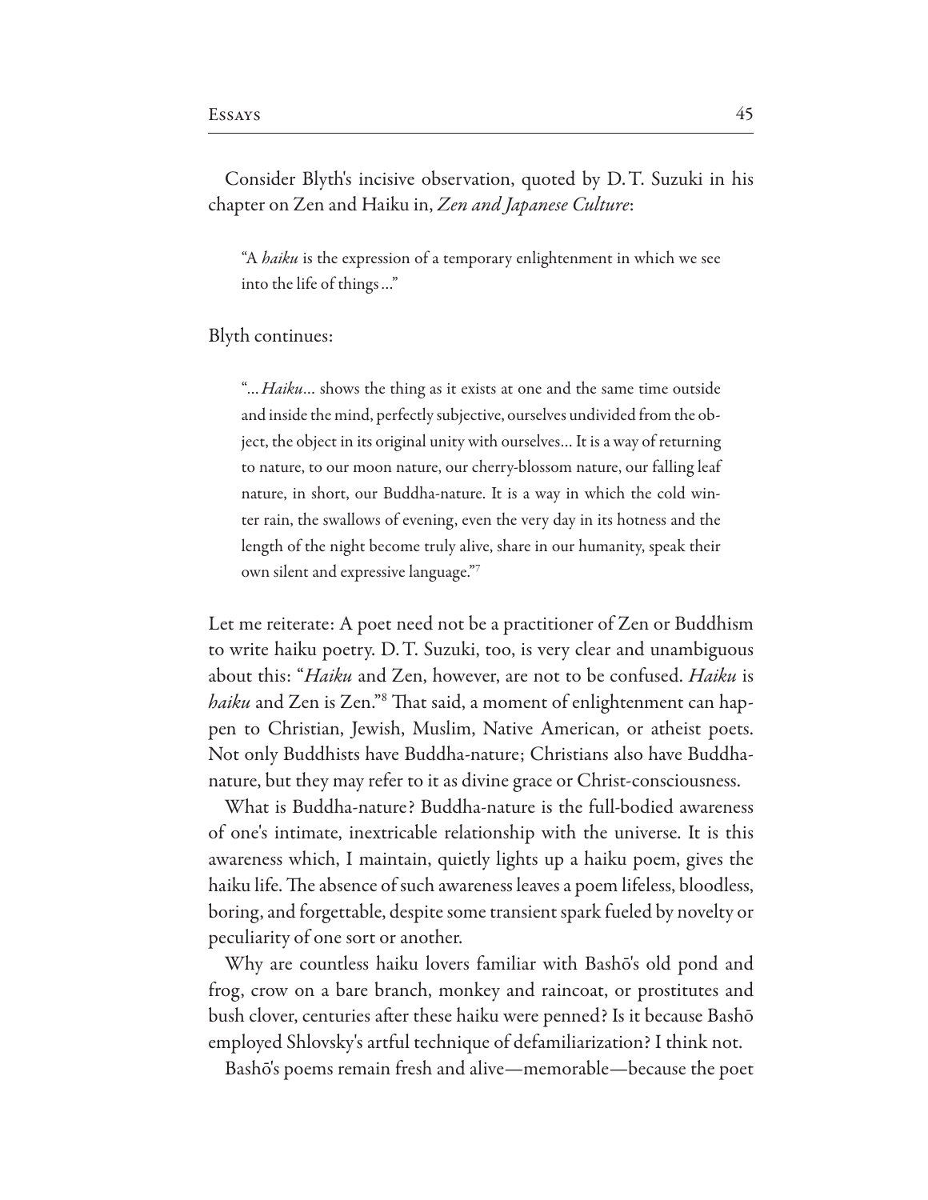Consider Blyth's incisive observation, quoted by D. T. Suzuki in his chapter on Zen and Haiku in, *Zen and Japanese Culture*:

> "A *haiku* is the expression of a temporary enlightenment in which we see into the life of things ..."

Blyth continues:

> "... *Haiku*... shows the thing as it exists at one and the same time outside and inside the mind, perfectly subjective, ourselves undivided from the object, the object in its original unity with ourselves... It is a way of returning to nature, to our moon nature, our cherry-blossom nature, our falling leaf nature, in short, our Buddha-nature. It is a way in which the cold winter rain, the swallows of evening, even the very day in its hotness and the length of the night become truly alive, share in our humanity, speak their own silent and expressive language."[7]

Let me reiterate: A poet need not be a practitioner of Zen or Buddhism to write haiku poetry. D. T. Suzuki, too, is very clear and unambiguous about this: "*Haiku* and Zen, however, are not to be confused. *Haiku* is *haiku* and Zen is Zen."[8] That said, a moment of enlightenment can happen to Christian, Jewish, Muslim, Native American, or atheist poets. Not only Buddhists have Buddha-nature; Christians also have Buddha-nature, but they may refer to it as divine grace or Christ-consciousness.

What is Buddha-nature? Buddha-nature is the full-bodied awareness of one's intimate, inextricable relationship with the universe. It is this awareness which, I maintain, quietly lights up a haiku poem, gives the haiku life. The absence of such awareness leaves a poem lifeless, bloodless, boring, and forgettable, despite some transient spark fueled by novelty or peculiarity of one sort or another.

Why are countless haiku lovers familiar with Bashō's old pond and frog, crow on a bare branch, monkey and raincoat, or prostitutes and bush clover, centuries after these haiku were penned? Is it because Bashō employed Shlovsky's artful technique of defamiliarization? I think not.

Bashō's poems remain fresh and alive—memorable—because the poet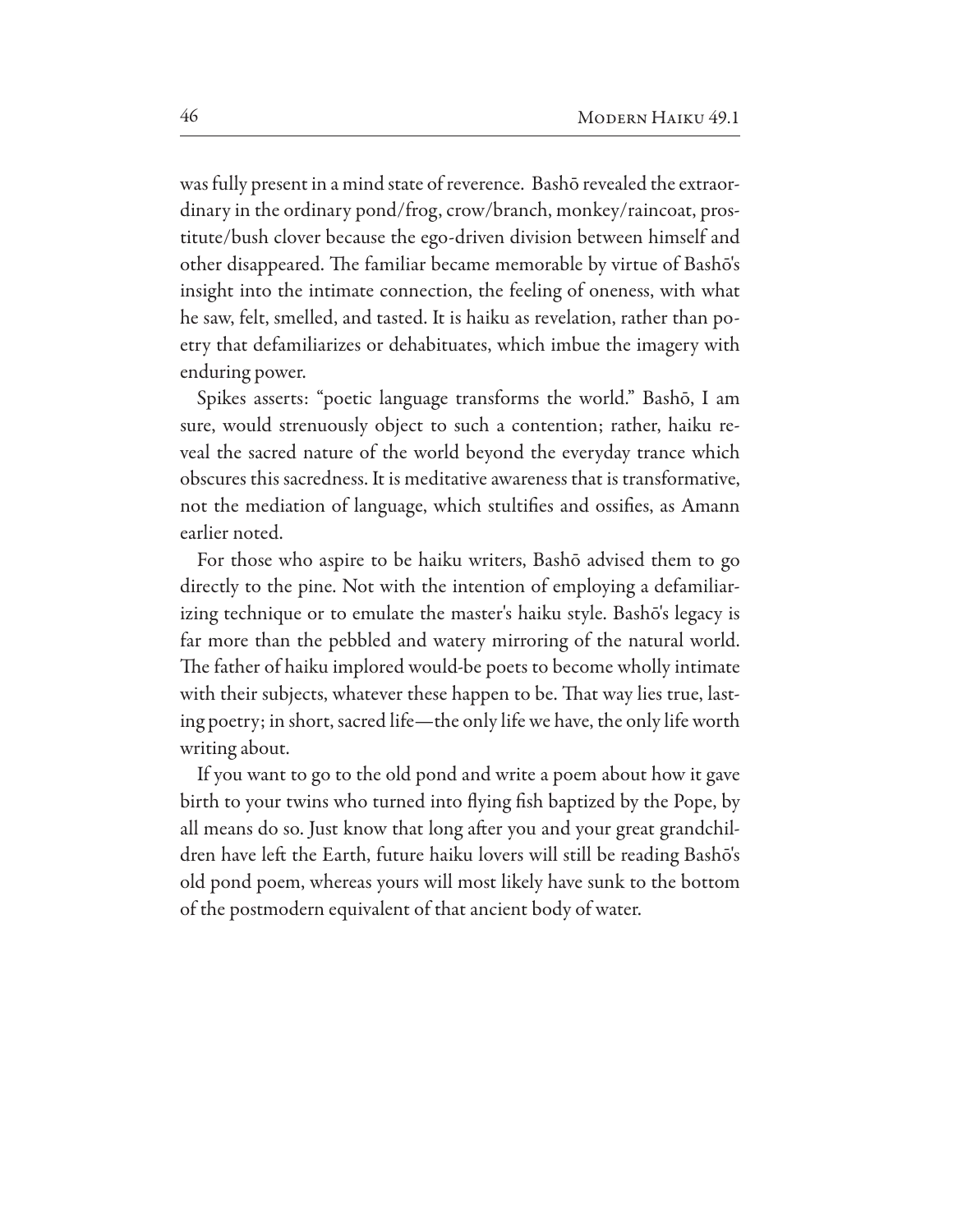was fully present in a mind state of reverence. Bashō revealed the extraordinary in the ordinary pond/frog, crow/branch, monkey/raincoat, prostitute/bush clover because the ego-driven division between himself and other disappeared. The familiar became memorable by virtue of Bashō's insight into the intimate connection, the feeling of oneness, with what he saw, felt, smelled, and tasted. It is haiku as revelation, rather than poetry that defamiliarizes or dehabituates, which imbue the imagery with enduring power.

Spikes asserts: "poetic language transforms the world." Bashō, I am sure, would strenuously object to such a contention; rather, haiku reveal the sacred nature of the world beyond the everyday trance which obscures this sacredness. It is meditative awareness that is transformative, not the mediation of language, which stultifies and ossifies, as Amann earlier noted.

For those who aspire to be haiku writers, Bashō advised them to go directly to the pine. Not with the intention of employing a defamiliarizing technique or to emulate the master's haiku style. Bashō's legacy is far more than the pebbled and watery mirroring of the natural world. The father of haiku implored would-be poets to become wholly intimate with their subjects, whatever these happen to be. That way lies true, lasting poetry; in short, sacred life—the only life we have, the only life worth writing about.

If you want to go to the old pond and write a poem about how it gave birth to your twins who turned into flying fish baptized by the Pope, by all means do so. Just know that long after you and your great grandchildren have left the Earth, future haiku lovers will still be reading Bashō's old pond poem, whereas yours will most likely have sunk to the bottom of the postmodern equivalent of that ancient body of water.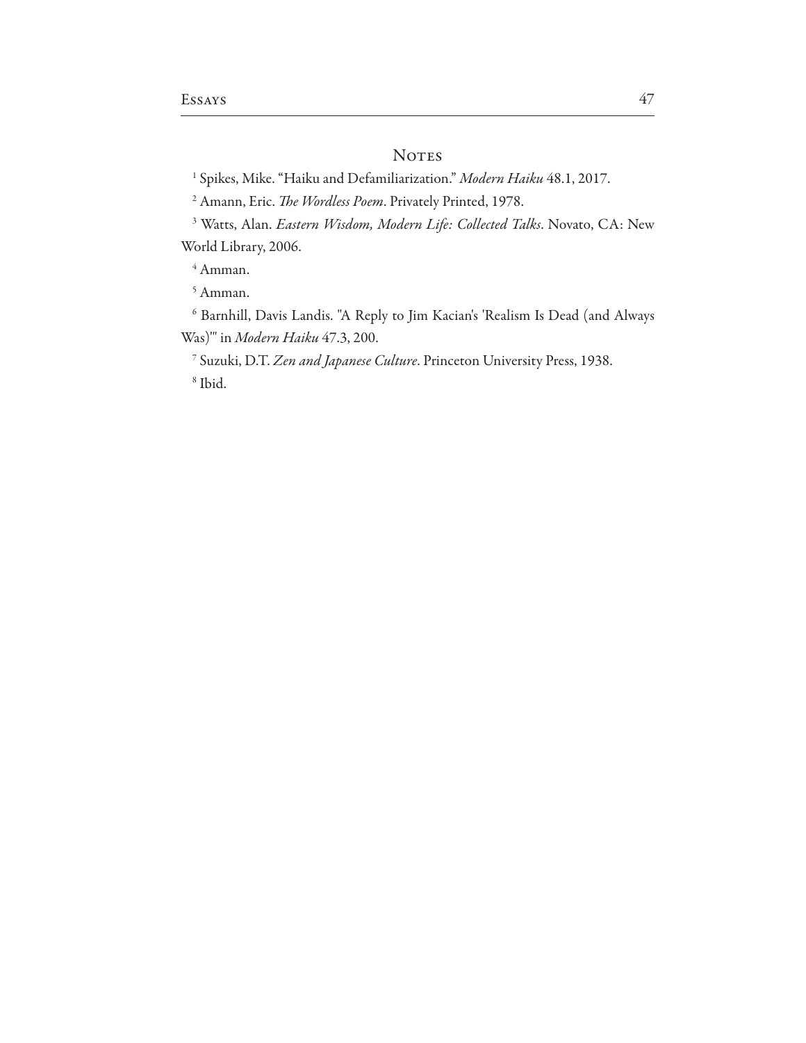## Notes

[1] Spikes, Mike. "Haiku and Defamiliarization." *Modern Haiku* 48.1, 2017.

[2] Amann, Eric. *The Wordless Poem*. Privately Printed, 1978.

[3] Watts, Alan. *Eastern Wisdom, Modern Life: Collected Talks*. Novato, CA: New World Library, 2006.

[4] Amman.

[5] Amman.

[6] Barnhill, Davis Landis. "A Reply to Jim Kacian's 'Realism Is Dead (and Always Was)'" in *Modern Haiku* 47.3, 200.

[7] Suzuki, D.T. *Zen and Japanese Culture*. Princeton University Press, 1938.

[8] Ibid.